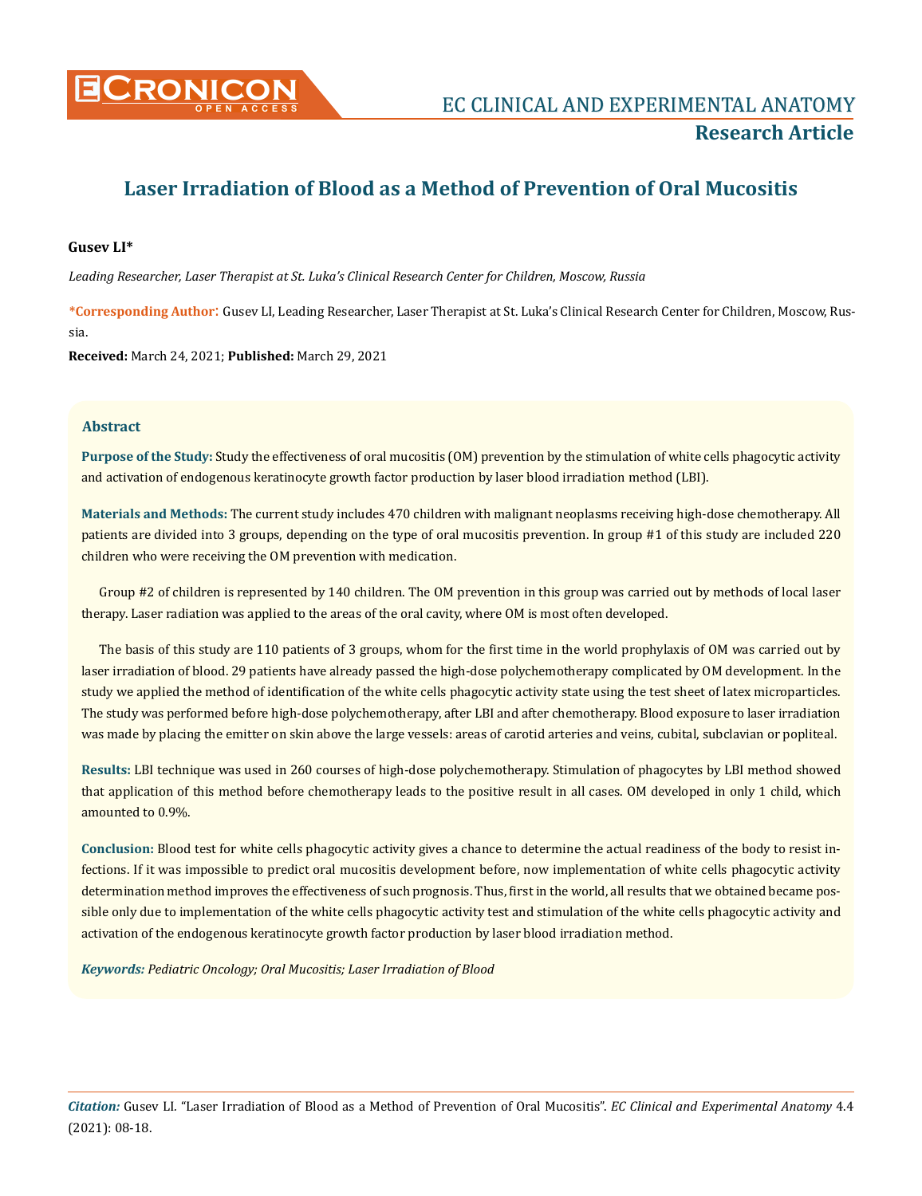# Laser Irradiation of Blood as a Method of Prevention of Oral Mucositis

**Gusev LI***

*Leading Researcher, Laser Therapist at St. Luka's Clinical Research Center for Children, Moscow, Russia*

**\*Corresponding Author**: Gusev LI, Leading Researcher, Laser Therapist at St. Luka's Clinical Research Center for Children, Moscow, Russia.

**Received:** March 24, 2021; **Published:** March 29, 2021

## Abstract

**Purpose of the Study:** Study the effectiveness of oral mucositis (OM) prevention by the stimulation of white cells phagocytic activity and activation of endogenous keratinocyte growth factor production by laser blood irradiation method (LBI).

**Materials and Methods:** The current study includes 470 children with malignant neoplasms receiving high-dose chemotherapy. All patients are divided into 3 groups, depending on the type of oral mucositis prevention. In group #1 of this study are included 220 children who were receiving the OM prevention with medication.

Group #2 of children is represented by 140 children. The OM prevention in this group was carried out by methods of local laser therapy. Laser radiation was applied to the areas of the oral cavity, where OM is most often developed.

The basis of this study are 110 patients of 3 groups, whom for the first time in the world prophylaxis of OM was carried out by laser irradiation of blood. 29 patients have already passed the high-dose polychemotherapy complicated by OM development. In the study we applied the method of identification of the white cells phagocytic activity state using the test sheet of latex microparticles. The study was performed before high-dose polychemotherapy, after LBI and after chemotherapy. Blood exposure to laser irradiation was made by placing the emitter on skin above the large vessels: areas of carotid arteries and veins, cubital, subclavian or popliteal.

**Results:** LBI technique was used in 260 courses of high-dose polychemotherapy. Stimulation of phagocytes by LBI method showed that application of this method before chemotherapy leads to the positive result in all cases. OM developed in only 1 child, which amounted to 0.9%.

**Conclusion:** Blood test for white cells phagocytic activity gives a chance to determine the actual readiness of the body to resist infections. If it was impossible to predict oral mucositis development before, now implementation of white cells phagocytic activity determination method improves the effectiveness of such prognosis. Thus, first in the world, all results that we obtained became possible only due to implementation of the white cells phagocytic activity test and stimulation of the white cells phagocytic activity and activation of the endogenous keratinocyte growth factor production by laser blood irradiation method.

***Keywords:** Pediatric Oncology; Oral Mucositis; Laser Irradiation of Blood*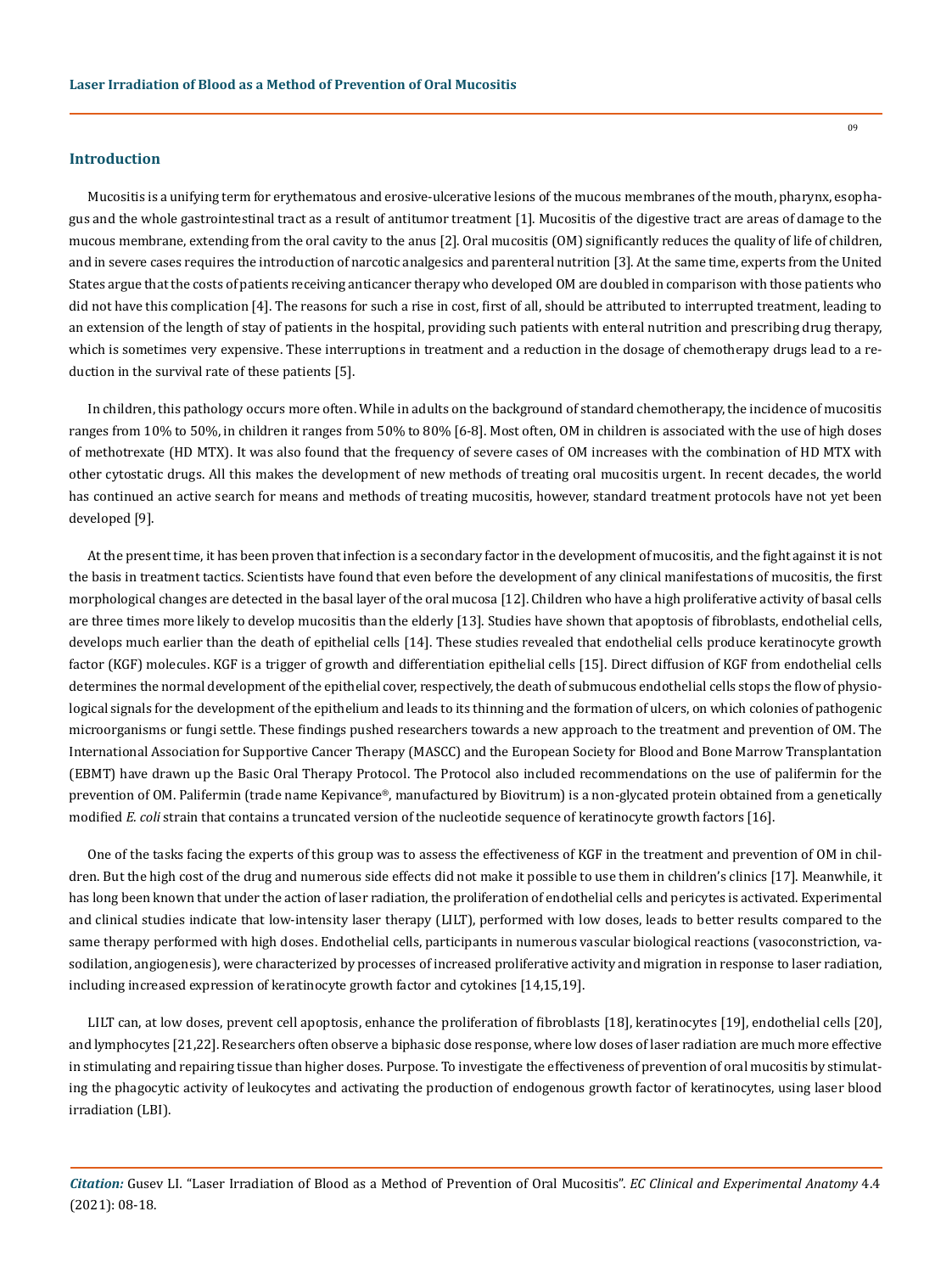## Introduction

Mucositis is a unifying term for erythematous and erosive-ulcerative lesions of the mucous membranes of the mouth, pharynx, esophagus and the whole gastrointestinal tract as a result of antitumor treatment [1]. Mucositis of the digestive tract are areas of damage to the mucous membrane, extending from the oral cavity to the anus [2]. Oral mucositis (OM) significantly reduces the quality of life of children, and in severe cases requires the introduction of narcotic analgesics and parenteral nutrition [3]. At the same time, experts from the United States argue that the costs of patients receiving anticancer therapy who developed OM are doubled in comparison with those patients who did not have this complication [4]. The reasons for such a rise in cost, first of all, should be attributed to interrupted treatment, leading to an extension of the length of stay of patients in the hospital, providing such patients with enteral nutrition and prescribing drug therapy, which is sometimes very expensive. These interruptions in treatment and a reduction in the dosage of chemotherapy drugs lead to a reduction in the survival rate of these patients [5].

In children, this pathology occurs more often. While in adults on the background of standard chemotherapy, the incidence of mucositis ranges from 10% to 50%, in children it ranges from 50% to 80% [6-8]. Most often, OM in children is associated with the use of high doses of methotrexate (HD MTX). It was also found that the frequency of severe cases of OM increases with the combination of HD MTX with other cytostatic drugs. All this makes the development of new methods of treating oral mucositis urgent. In recent decades, the world has continued an active search for means and methods of treating mucositis, however, standard treatment protocols have not yet been developed [9].

At the present time, it has been proven that infection is a secondary factor in the development of mucositis, and the fight against it is not the basis in treatment tactics. Scientists have found that even before the development of any clinical manifestations of mucositis, the first morphological changes are detected in the basal layer of the oral mucosa [12]. Children who have a high proliferative activity of basal cells are three times more likely to develop mucositis than the elderly [13]. Studies have shown that apoptosis of fibroblasts, endothelial cells, develops much earlier than the death of epithelial cells [14]. These studies revealed that endothelial cells produce keratinocyte growth factor (KGF) molecules. KGF is a trigger of growth and differentiation epithelial cells [15]. Direct diffusion of KGF from endothelial cells determines the normal development of the epithelial cover, respectively, the death of submucous endothelial cells stops the flow of physiological signals for the development of the epithelium and leads to its thinning and the formation of ulcers, on which colonies of pathogenic microorganisms or fungi settle. These findings pushed researchers towards a new approach to the treatment and prevention of OM. The International Association for Supportive Cancer Therapy (MASCC) and the European Society for Blood and Bone Marrow Transplantation (EBMT) have drawn up the Basic Oral Therapy Protocol. The Protocol also included recommendations on the use of palifermin for the prevention of OM. Palifermin (trade name Kepivance®, manufactured by Biovitrum) is a non-glycated protein obtained from a genetically modified *E. coli* strain that contains a truncated version of the nucleotide sequence of keratinocyte growth factors [16].

One of the tasks facing the experts of this group was to assess the effectiveness of KGF in the treatment and prevention of OM in children. But the high cost of the drug and numerous side effects did not make it possible to use them in children's clinics [17]. Meanwhile, it has long been known that under the action of laser radiation, the proliferation of endothelial cells and pericytes is activated. Experimental and clinical studies indicate that low-intensity laser therapy (LILT), performed with low doses, leads to better results compared to the same therapy performed with high doses. Endothelial cells, participants in numerous vascular biological reactions (vasoconstriction, vasodilation, angiogenesis), were characterized by processes of increased proliferative activity and migration in response to laser radiation, including increased expression of keratinocyte growth factor and cytokines [14,15,19].

LILT can, at low doses, prevent cell apoptosis, enhance the proliferation of fibroblasts [18], keratinocytes [19], endothelial cells [20], and lymphocytes [21,22]. Researchers often observe a biphasic dose response, where low doses of laser radiation are much more effective in stimulating and repairing tissue than higher doses. Purpose. To investigate the effectiveness of prevention of oral mucositis by stimulating the phagocytic activity of leukocytes and activating the production of endogenous growth factor of keratinocytes, using laser blood irradiation (LBI).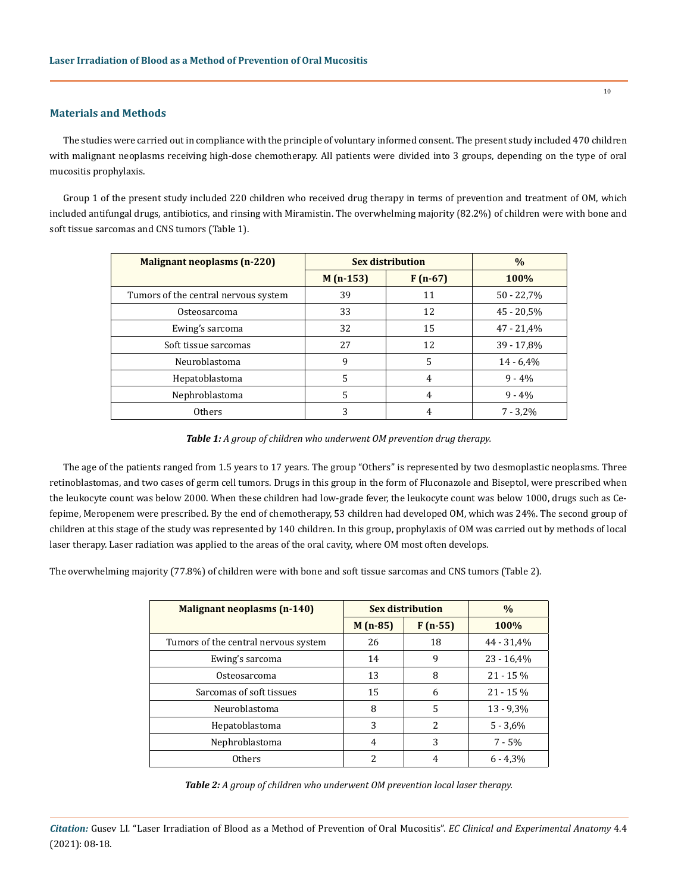## Materials and Methods

The studies were carried out in compliance with the principle of voluntary informed consent. The present study included 470 children with malignant neoplasms receiving high-dose chemotherapy. All patients were divided into 3 groups, depending on the type of oral mucositis prophylaxis.

Group 1 of the present study included 220 children who received drug therapy in terms of prevention and treatment of OM, which included antifungal drugs, antibiotics, and rinsing with Miramistin. The overwhelming majority (82.2%) of children were with bone and soft tissue sarcomas and CNS tumors (Table 1).

| Malignant neoplasms (n-220) | Sex distribution | | % |
|---|---|---|---|
| | M (n-153) | F (n-67) | 100% |
| Tumors of the central nervous system | 39 | 11 | 50 - 22,7% |
| Osteosarcoma | 33 | 12 | 45 - 20,5% |
| Ewing's sarcoma | 32 | 15 | 47 - 21,4% |
| Soft tissue sarcomas | 27 | 12 | 39 - 17,8% |
| Neuroblastoma | 9 | 5 | 14 - 6,4% |
| Hepatoblastoma | 5 | 4 | 9 - 4% |
| Nephroblastoma | 5 | 4 | 9 - 4% |
| Others | 3 | 4 | 7 - 3,2% |

***Table 1:*** *A group of children who underwent OM prevention drug therapy.*

The age of the patients ranged from 1.5 years to 17 years. The group "Others" is represented by two desmoplastic neoplasms. Three retinoblastomas, and two cases of germ cell tumors. Drugs in this group in the form of Fluconazole and Biseptol, were prescribed when the leukocyte count was below 2000. When these children had low-grade fever, the leukocyte count was below 1000, drugs such as Cefepime, Meropenem were prescribed. By the end of chemotherapy, 53 children had developed OM, which was 24%. The second group of children at this stage of the study was represented by 140 children. In this group, prophylaxis of OM was carried out by methods of local laser therapy. Laser radiation was applied to the areas of the oral cavity, where OM most often develops.

The overwhelming majority (77.8%) of children were with bone and soft tissue sarcomas and CNS tumors (Table 2).

| Malignant neoplasms (n-140) | Sex distribution | | % |
|---|---|---|---|
| | M (n-85) | F (n-55) | 100% |
| Tumors of the central nervous system | 26 | 18 | 44 - 31,4% |
| Ewing's sarcoma | 14 | 9 | 23 - 16,4% |
| Osteosarcoma | 13 | 8 | 21 - 15 % |
| Sarcomas of soft tissues | 15 | 6 | 21 - 15 % |
| Neuroblastoma | 8 | 5 | 13 - 9,3% |
| Hepatoblastoma | 3 | 2 | 5 - 3,6% |
| Nephroblastoma | 4 | 3 | 7 - 5% |
| Others | 2 | 4 | 6 - 4,3% |

***Table 2:*** *A group of children who underwent OM prevention local laser therapy.*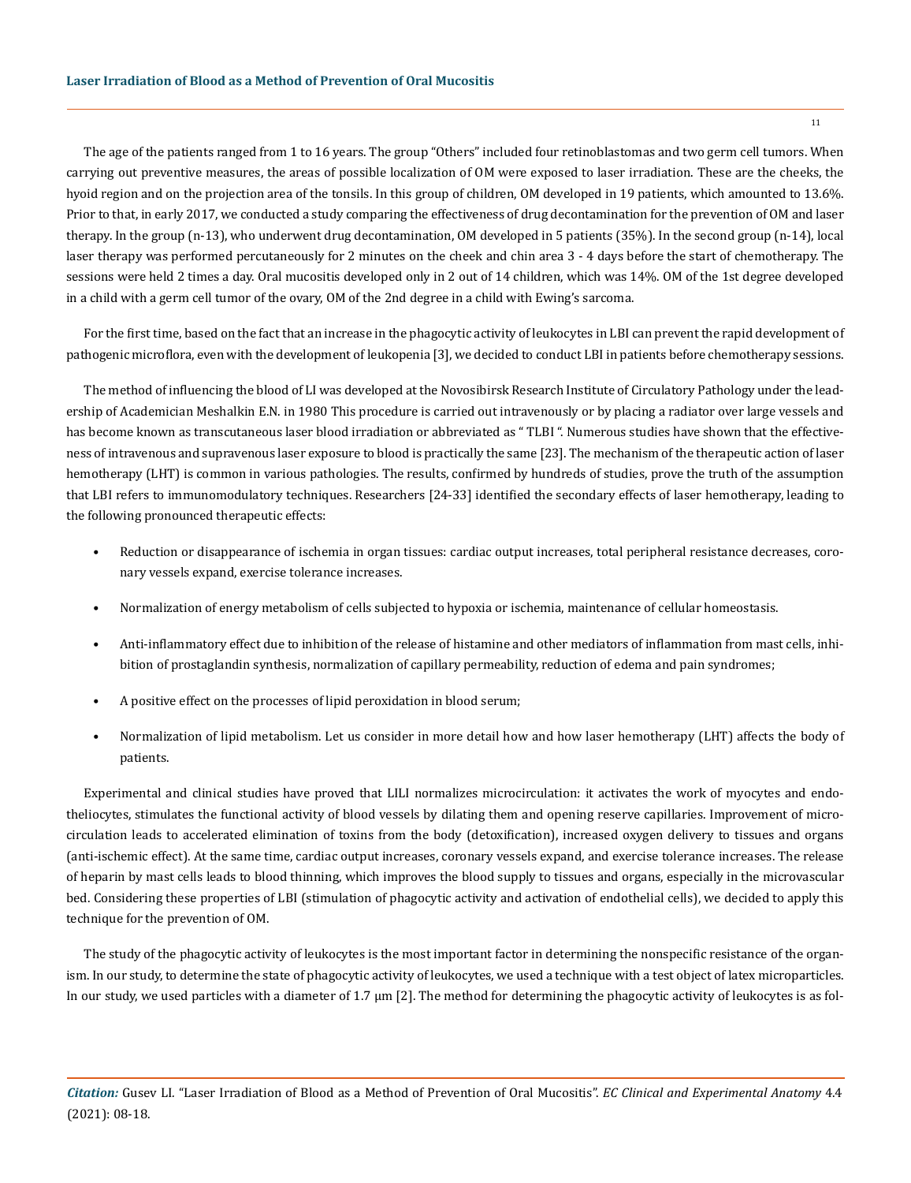The age of the patients ranged from 1 to 16 years. The group "Others" included four retinoblastomas and two germ cell tumors. When carrying out preventive measures, the areas of possible localization of OM were exposed to laser irradiation. These are the cheeks, the hyoid region and on the projection area of the tonsils. In this group of children, OM developed in 19 patients, which amounted to 13.6%. Prior to that, in early 2017, we conducted a study comparing the effectiveness of drug decontamination for the prevention of OM and laser therapy. In the group (n-13), who underwent drug decontamination, OM developed in 5 patients (35%). In the second group (n-14), local laser therapy was performed percutaneously for 2 minutes on the cheek and chin area 3 - 4 days before the start of chemotherapy. The sessions were held 2 times a day. Oral mucositis developed only in 2 out of 14 children, which was 14%. OM of the 1st degree developed in a child with a germ cell tumor of the ovary, OM of the 2nd degree in a child with Ewing's sarcoma.

For the first time, based on the fact that an increase in the phagocytic activity of leukocytes in LBI can prevent the rapid development of pathogenic microflora, even with the development of leukopenia [3], we decided to conduct LBI in patients before chemotherapy sessions.

The method of influencing the blood of LI was developed at the Novosibirsk Research Institute of Circulatory Pathology under the leadership of Academician Meshalkin E.N. in 1980 This procedure is carried out intravenously or by placing a radiator over large vessels and has become known as transcutaneous laser blood irradiation or abbreviated as " TLBI ". Numerous studies have shown that the effectiveness of intravenous and supravenous laser exposure to blood is practically the same [23]. The mechanism of the therapeutic action of laser hemotherapy (LHT) is common in various pathologies. The results, confirmed by hundreds of studies, prove the truth of the assumption that LBI refers to immunomodulatory techniques. Researchers [24-33] identified the secondary effects of laser hemotherapy, leading to the following pronounced therapeutic effects:

- Reduction or disappearance of ischemia in organ tissues: cardiac output increases, total peripheral resistance decreases, coronary vessels expand, exercise tolerance increases.
- Normalization of energy metabolism of cells subjected to hypoxia or ischemia, maintenance of cellular homeostasis.
- Anti-inflammatory effect due to inhibition of the release of histamine and other mediators of inflammation from mast cells, inhibition of prostaglandin synthesis, normalization of capillary permeability, reduction of edema and pain syndromes;
- A positive effect on the processes of lipid peroxidation in blood serum;
- Normalization of lipid metabolism. Let us consider in more detail how and how laser hemotherapy (LHT) affects the body of patients.

Experimental and clinical studies have proved that LILI normalizes microcirculation: it activates the work of myocytes and endotheliocytes, stimulates the functional activity of blood vessels by dilating them and opening reserve capillaries. Improvement of microcirculation leads to accelerated elimination of toxins from the body (detoxification), increased oxygen delivery to tissues and organs (anti-ischemic effect). At the same time, cardiac output increases, coronary vessels expand, and exercise tolerance increases. The release of heparin by mast cells leads to blood thinning, which improves the blood supply to tissues and organs, especially in the microvascular bed. Considering these properties of LBI (stimulation of phagocytic activity and activation of endothelial cells), we decided to apply this technique for the prevention of OM.

The study of the phagocytic activity of leukocytes is the most important factor in determining the nonspecific resistance of the organism. In our study, to determine the state of phagocytic activity of leukocytes, we used a technique with a test object of latex microparticles. In our study, we used particles with a diameter of 1.7 μm [2]. The method for determining the phagocytic activity of leukocytes is as fol-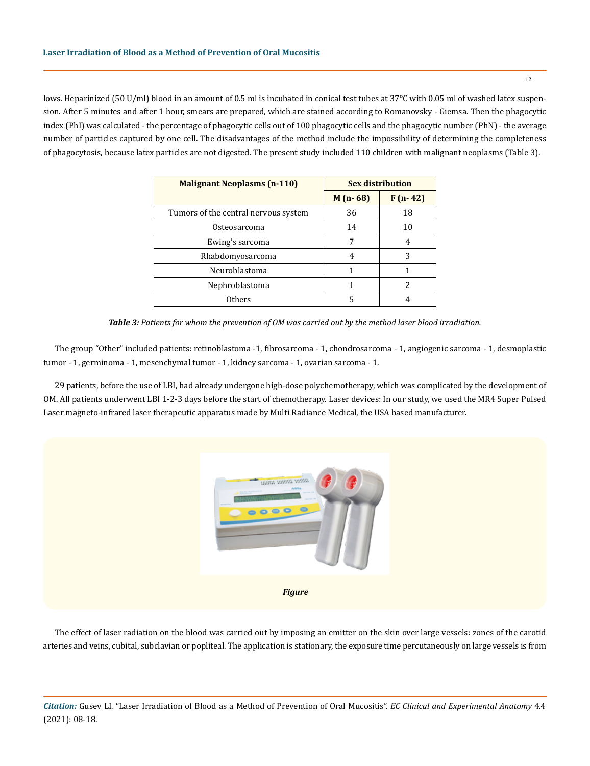lows. Heparinized (50 U/ml) blood in an amount of 0.5 ml is incubated in conical test tubes at 37°C with 0.05 ml of washed latex suspension. After 5 minutes and after 1 hour, smears are prepared, which are stained according to Romanovsky - Giemsa. Then the phagocytic index (PhI) was calculated - the percentage of phagocytic cells out of 100 phagocytic cells and the phagocytic number (PhN) - the average number of particles captured by one cell. The disadvantages of the method include the impossibility of determining the completeness of phagocytosis, because latex particles are not digested. The present study included 110 children with malignant neoplasms (Table 3).

| Malignant Neoplasms (n-110) | Sex distribution | |
|---|---|---|
| | M (n- 68) | F (n- 42) |
| Tumors of the central nervous system | 36 | 18 |
| Osteosarcoma | 14 | 10 |
| Ewing's sarcoma | 7 | 4 |
| Rhabdomyosarcoma | 4 | 3 |
| Neuroblastoma | 1 | 1 |
| Nephroblastoma | 1 | 2 |
| Others | 5 | 4 |

***Table 3:*** *Patients for whom the prevention of OM was carried out by the method laser blood irradiation.*

The group "Other" included patients: retinoblastoma -1, fibrosarcoma - 1, chondrosarcoma - 1, angiogenic sarcoma - 1, desmoplastic tumor - 1, germinoma - 1, mesenchymal tumor - 1, kidney sarcoma - 1, ovarian sarcoma - 1.

29 patients, before the use of LBI, had already undergone high-dose polychemotherapy, which was complicated by the development of OM. All patients underwent LBI 1-2-3 days before the start of chemotherapy. Laser devices: In our study, we used the MR4 Super Pulsed Laser magneto-infrared laser therapeutic apparatus made by Multi Radiance Medical, the USA based manufacturer.

***Figure***

The effect of laser radiation on the blood was carried out by imposing an emitter on the skin over large vessels: zones of the carotid arteries and veins, cubital, subclavian or popliteal. The application is stationary, the exposure time percutaneously on large vessels is from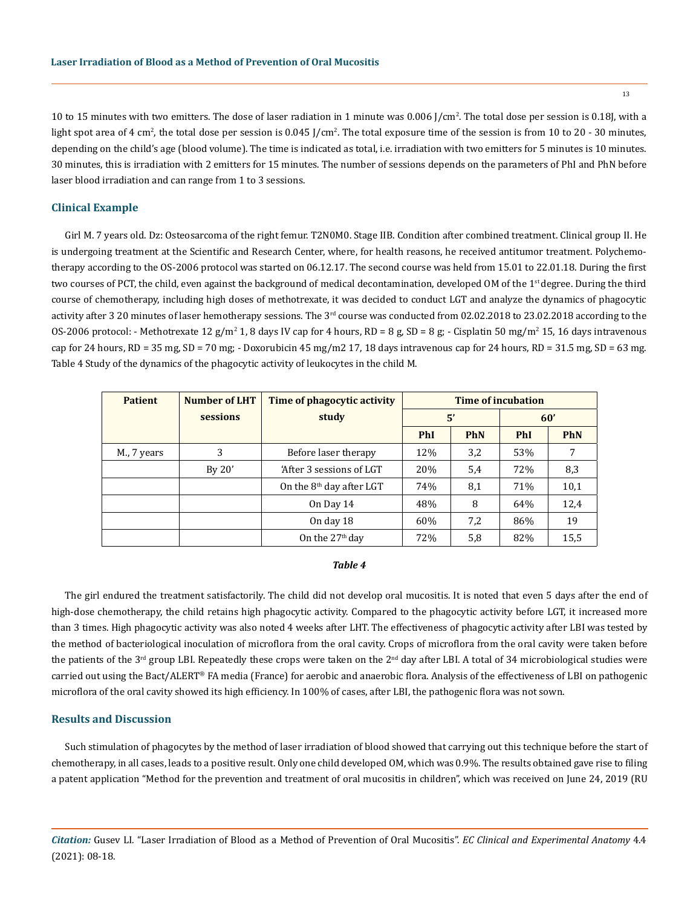10 to 15 minutes with two emitters. The dose of laser radiation in 1 minute was 0.006 J/cm$^2$. The total dose per session is 0.18J, with a light spot area of 4 cm$^2$, the total dose per session is 0.045 J/cm$^2$. The total exposure time of the session is from 10 to 20 - 30 minutes, depending on the child's age (blood volume). The time is indicated as total, i.e. irradiation with two emitters for 5 minutes is 10 minutes. 30 minutes, this is irradiation with 2 emitters for 15 minutes. The number of sessions depends on the parameters of PhI and PhN before laser blood irradiation and can range from 1 to 3 sessions.

## Clinical Example

Girl M. 7 years old. Dz: Osteosarcoma of the right femur. T2N0M0. Stage IIB. Condition after combined treatment. Clinical group II. He is undergoing treatment at the Scientific and Research Center, where, for health reasons, he received antitumor treatment. Polychemotherapy according to the OS-2006 protocol was started on 06.12.17. The second course was held from 15.01 to 22.01.18. During the first two courses of PCT, the child, even against the background of medical decontamination, developed OM of the 1st degree. During the third course of chemotherapy, including high doses of methotrexate, it was decided to conduct LGT and analyze the dynamics of phagocytic activity after 3 20 minutes of laser hemotherapy sessions. The 3rd course was conducted from 02.02.2018 to 23.02.2018 according to the OS-2006 protocol: - Methotrexate 12 g/m$^2$ 1, 8 days IV cap for 4 hours, RD = 8 g, SD = 8 g; - Cisplatin 50 mg/m$^2$ 15, 16 days intravenous cap for 24 hours, RD = 35 mg, SD = 70 mg; - Doxorubicin 45 mg/m2 17, 18 days intravenous cap for 24 hours, RD = 31.5 mg, SD = 63 mg. Table 4 Study of the dynamics of the phagocytic activity of leukocytes in the child M.

| Patient | Number of LHT sessions | Time of phagocytic activity study | Time of incubation | | | |
|---|---|---|---|---|---|---|
| | | | 5' | | 60' | |
| | | | PhI | PhN | PhI | PhN |
| M., 7 years | 3 | Before laser therapy | 12% | 3,2 | 53% | 7 |
| | By 20' | 'After 3 sessions of LGT | 20% | 5,4 | 72% | 8,3 |
| | | On the 8th day after LGT | 74% | 8,1 | 71% | 10,1 |
| | | On Day 14 | 48% | 8 | 64% | 12,4 |
| | | On day 18 | 60% | 7,2 | 86% | 19 |
| | | On the 27th day | 72% | 5,8 | 82% | 15,5 |

*Table 4*

The girl endured the treatment satisfactorily. The child did not develop oral mucositis. It is noted that even 5 days after the end of high-dose chemotherapy, the child retains high phagocytic activity. Compared to the phagocytic activity before LGT, it increased more than 3 times. High phagocytic activity was also noted 4 weeks after LHT. The effectiveness of phagocytic activity after LBI was tested by the method of bacteriological inoculation of microflora from the oral cavity. Crops of microflora from the oral cavity were taken before the patients of the 3rd group LBI. Repeatedly these crops were taken on the 2nd day after LBI. A total of 34 microbiological studies were carried out using the Bact/ALERT® FA media (France) for aerobic and anaerobic flora. Analysis of the effectiveness of LBI on pathogenic microflora of the oral cavity showed its high efficiency. In 100% of cases, after LBI, the pathogenic flora was not sown.

## Results and Discussion

Such stimulation of phagocytes by the method of laser irradiation of blood showed that carrying out this technique before the start of chemotherapy, in all cases, leads to a positive result. Only one child developed OM, which was 0.9%. The results obtained gave rise to filing a patent application "Method for the prevention and treatment of oral mucositis in children", which was received on June 24, 2019 (RU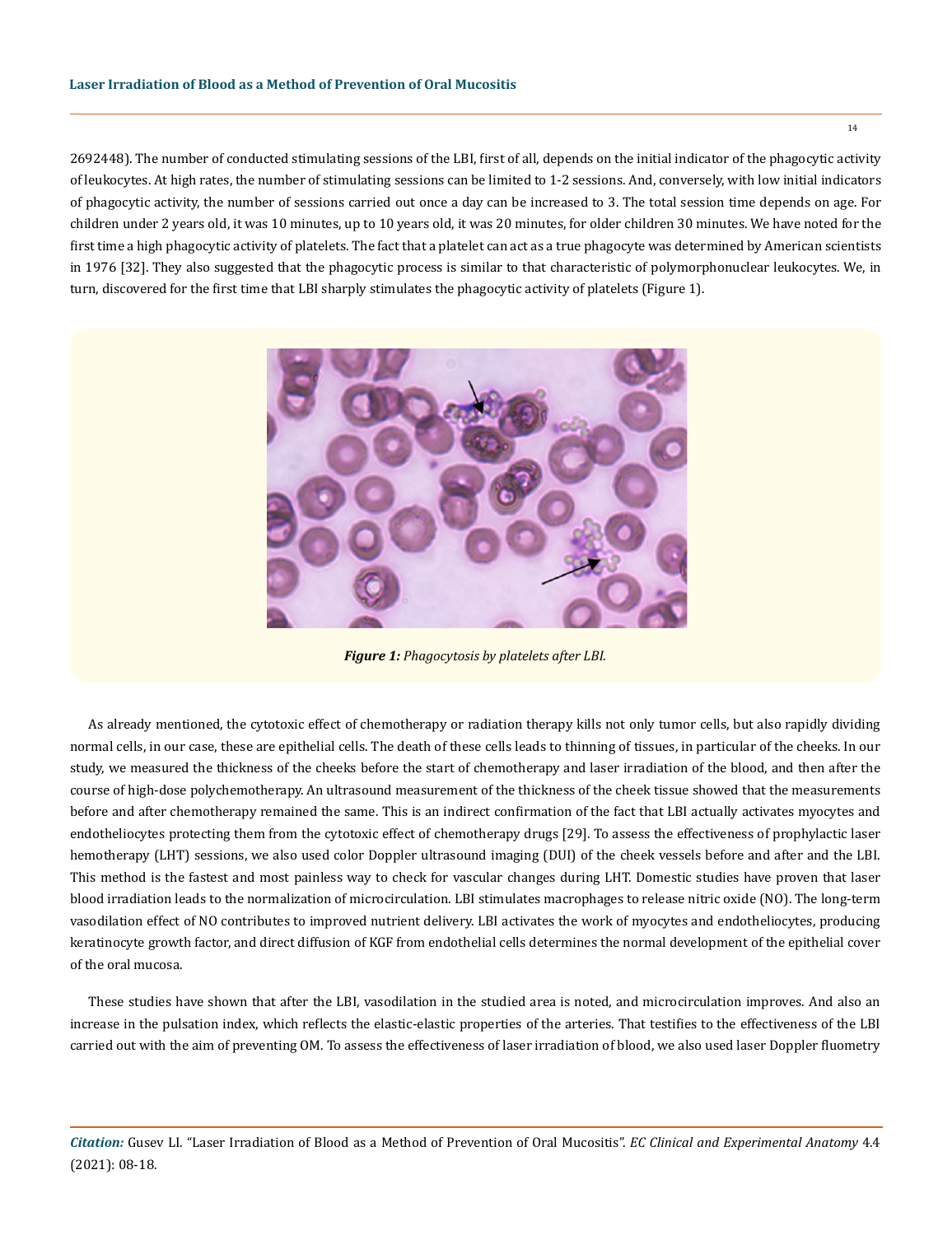2692448). The number of conducted stimulating sessions of the LBI, first of all, depends on the initial indicator of the phagocytic activity of leukocytes. At high rates, the number of stimulating sessions can be limited to 1-2 sessions. And, conversely, with low initial indicators of phagocytic activity, the number of sessions carried out once a day can be increased to 3. The total session time depends on age. For children under 2 years old, it was 10 minutes, up to 10 years old, it was 20 minutes, for older children 30 minutes. We have noted for the first time a high phagocytic activity of platelets. The fact that a platelet can act as a true phagocyte was determined by American scientists in 1976 [32]. They also suggested that the phagocytic process is similar to that characteristic of polymorphonuclear leukocytes. We, in turn, discovered for the first time that LBI sharply stimulates the phagocytic activity of platelets (Figure 1).

***Figure 1:*** *Phagocytosis by platelets after LBI.*

As already mentioned, the cytotoxic effect of chemotherapy or radiation therapy kills not only tumor cells, but also rapidly dividing normal cells, in our case, these are epithelial cells. The death of these cells leads to thinning of tissues, in particular of the cheeks. In our study, we measured the thickness of the cheeks before the start of chemotherapy and laser irradiation of the blood, and then after the course of high-dose polychemotherapy. An ultrasound measurement of the thickness of the cheek tissue showed that the measurements before and after chemotherapy remained the same. This is an indirect confirmation of the fact that LBI actually activates myocytes and endotheliocytes protecting them from the cytotoxic effect of chemotherapy drugs [29]. To assess the effectiveness of prophylactic laser hemotherapy (LHT) sessions, we also used color Doppler ultrasound imaging (DUI) of the cheek vessels before and after and the LBI. This method is the fastest and most painless way to check for vascular changes during LHT. Domestic studies have proven that laser blood irradiation leads to the normalization of microcirculation. LBI stimulates macrophages to release nitric oxide (NO). The long-term vasodilation effect of NO contributes to improved nutrient delivery. LBI activates the work of myocytes and endotheliocytes, producing keratinocyte growth factor, and direct diffusion of KGF from endothelial cells determines the normal development of the epithelial cover of the oral mucosa.

These studies have shown that after the LBI, vasodilation in the studied area is noted, and microcirculation improves. And also an increase in the pulsation index, which reflects the elastic-elastic properties of the arteries. That testifies to the effectiveness of the LBI carried out with the aim of preventing OM. To assess the effectiveness of laser irradiation of blood, we also used laser Doppler fluometry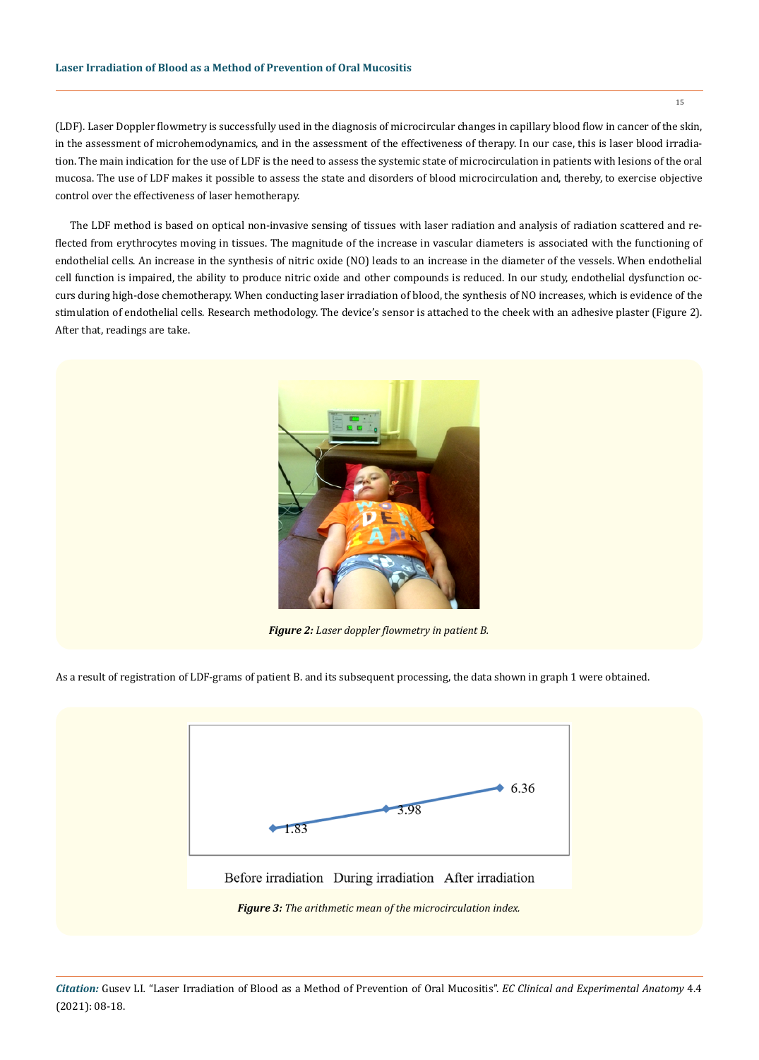(LDF). Laser Doppler flowmetry is successfully used in the diagnosis of microcircular changes in capillary blood flow in cancer of the skin, in the assessment of microhemodynamics, and in the assessment of the effectiveness of therapy. In our case, this is laser blood irradiation. The main indication for the use of LDF is the need to assess the systemic state of microcirculation in patients with lesions of the oral mucosa. The use of LDF makes it possible to assess the state and disorders of blood microcirculation and, thereby, to exercise objective control over the effectiveness of laser hemotherapy.

The LDF method is based on optical non-invasive sensing of tissues with laser radiation and analysis of radiation scattered and reflected from erythrocytes moving in tissues. The magnitude of the increase in vascular diameters is associated with the functioning of endothelial cells. An increase in the synthesis of nitric oxide (NO) leads to an increase in the diameter of the vessels. When endothelial cell function is impaired, the ability to produce nitric oxide and other compounds is reduced. In our study, endothelial dysfunction occurs during high-dose chemotherapy. When conducting laser irradiation of blood, the synthesis of NO increases, which is evidence of the stimulation of endothelial cells. Research methodology. The device's sensor is attached to the cheek with an adhesive plaster (Figure 2). After that, readings are take.

***Figure 2:*** *Laser doppler flowmetry in patient B.*

As a result of registration of LDF-grams of patient B. and its subsequent processing, the data shown in graph 1 were obtained.

| Before irradiation | During irradiation | After irradiation |
|---|---|---|
| 1.83 | 3.98 | 6.36 |

***Figure 3:*** *The arithmetic mean of the microcirculation index.*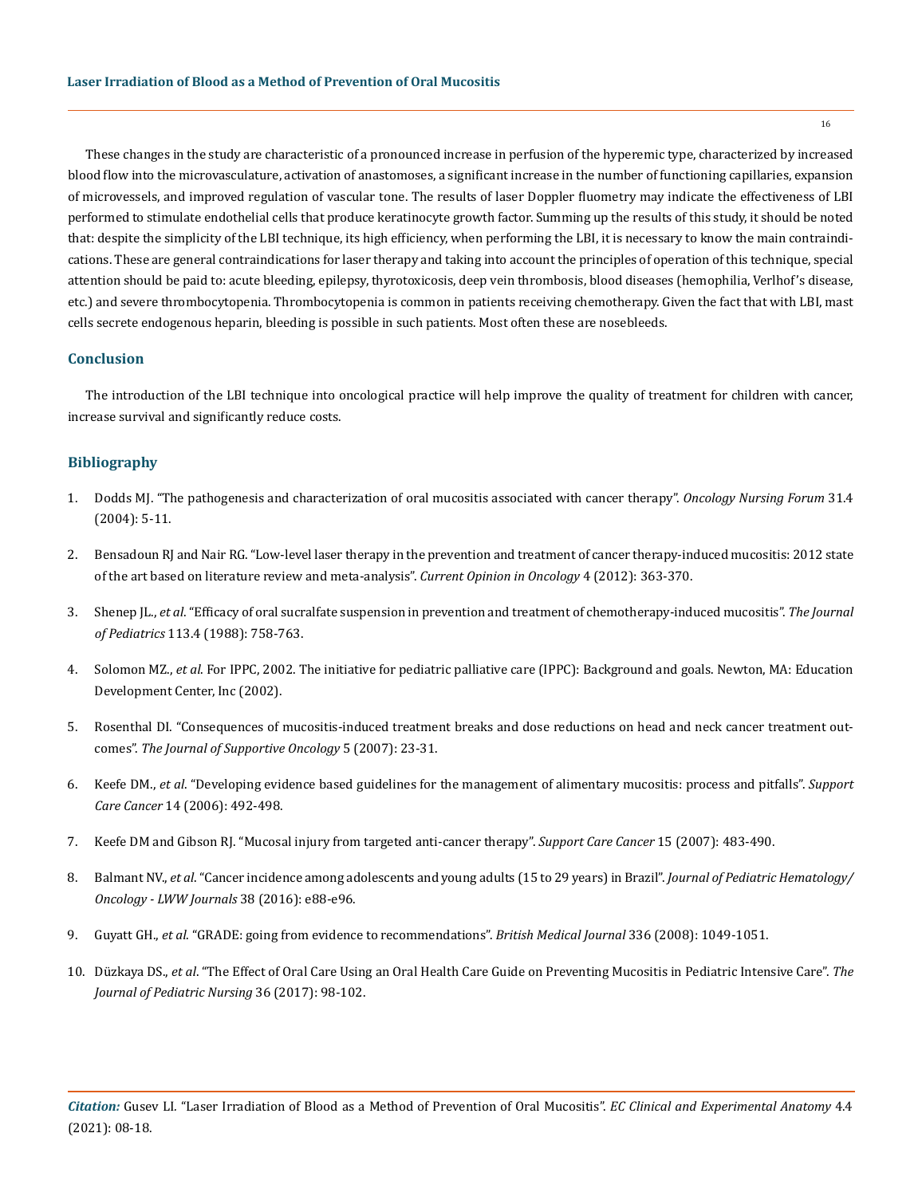These changes in the study are characteristic of a pronounced increase in perfusion of the hyperemic type, characterized by increased blood flow into the microvasculature, activation of anastomoses, a significant increase in the number of functioning capillaries, expansion of microvessels, and improved regulation of vascular tone. The results of laser Doppler fluometry may indicate the effectiveness of LBI performed to stimulate endothelial cells that produce keratinocyte growth factor. Summing up the results of this study, it should be noted that: despite the simplicity of the LBI technique, its high efficiency, when performing the LBI, it is necessary to know the main contraindications. These are general contraindications for laser therapy and taking into account the principles of operation of this technique, special attention should be paid to: acute bleeding, epilepsy, thyrotoxicosis, deep vein thrombosis, blood diseases (hemophilia, Verlhof's disease, etc.) and severe thrombocytopenia. Thrombocytopenia is common in patients receiving chemotherapy. Given the fact that with LBI, mast cells secrete endogenous heparin, bleeding is possible in such patients. Most often these are nosebleeds.

## Conclusion

The introduction of the LBI technique into oncological practice will help improve the quality of treatment for children with cancer, increase survival and significantly reduce costs.

## Bibliography

1. Dodds MJ. "The pathogenesis and characterization of oral mucositis associated with cancer therapy". *Oncology Nursing Forum* 31.4 (2004): 5-11.
2. Bensadoun RJ and Nair RG. "Low-level laser therapy in the prevention and treatment of cancer therapy-induced mucositis: 2012 state of the art based on literature review and meta-analysis". *Current Opinion in Oncology* 4 (2012): 363-370.
3. Shenep JL., *et al*. "Efficacy of oral sucralfate suspension in prevention and treatment of chemotherapy-induced mucositis". *The Journal of Pediatrics* 113.4 (1988): 758-763.
4. Solomon MZ., *et al*. For IPPC, 2002. The initiative for pediatric palliative care (IPPC): Background and goals. Newton, MA: Education Development Center, Inc (2002).
5. Rosenthal DI. "Consequences of mucositis-induced treatment breaks and dose reductions on head and neck cancer treatment outcomes". *The Journal of Supportive Oncology* 5 (2007): 23-31.
6. Keefe DM., *et al*. "Developing evidence based guidelines for the management of alimentary mucositis: process and pitfalls". *Support Care Cancer* 14 (2006): 492-498.
7. Keefe DM and Gibson RJ. "Mucosal injury from targeted anti-cancer therapy". *Support Care Cancer* 15 (2007): 483-490.
8. Balmant NV., *et al*. "Cancer incidence among adolescents and young adults (15 to 29 years) in Brazil". *Journal of Pediatric Hematology/ Oncology - LWW Journals* 38 (2016): e88-e96.
9. Guyatt GH., *et al*. "GRADE: going from evidence to recommendations". *British Medical Journal* 336 (2008): 1049-1051.
10. Düzkaya DS., *et al*. "The Effect of Oral Care Using an Oral Health Care Guide on Preventing Mucositis in Pediatric Intensive Care". *The Journal of Pediatric Nursing* 36 (2017): 98-102.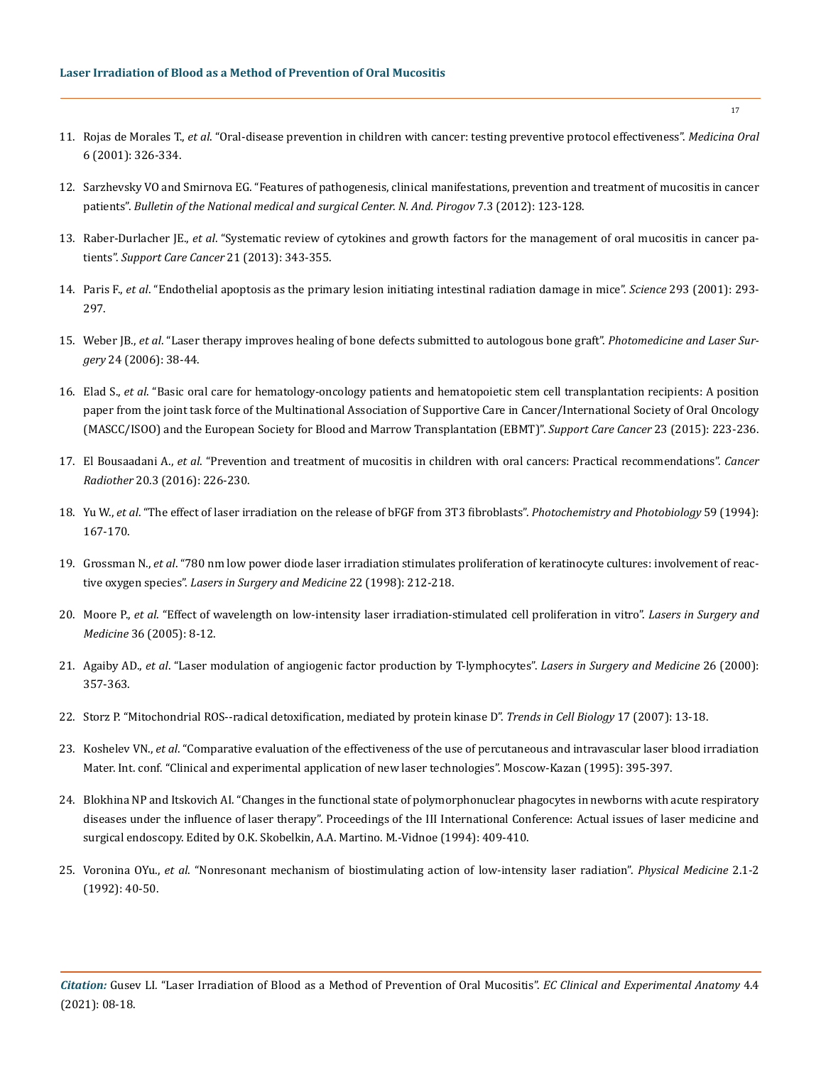11. Rojas de Morales T., *et al*. "Oral-disease prevention in children with cancer: testing preventive protocol effectiveness". *Medicina Oral* 6 (2001): 326-334.

12. Sarzhevsky VO and Smirnova EG. "Features of pathogenesis, clinical manifestations, prevention and treatment of mucositis in cancer patients". *Bulletin of the National medical and surgical Center. N. And. Pirogov* 7.3 (2012): 123-128.

13. Raber-Durlacher JE., *et al*. "Systematic review of cytokines and growth factors for the management of oral mucositis in cancer patients". *Support Care Cancer* 21 (2013): 343-355.

14. Paris F., *et al*. "Endothelial apoptosis as the primary lesion initiating intestinal radiation damage in mice". *Science* 293 (2001): 293-297.

15. Weber JB., *et al*. "Laser therapy improves healing of bone defects submitted to autologous bone graft". *Photomedicine and Laser Surgery* 24 (2006): 38-44.

16. Elad S., *et al*. "Basic oral care for hematology-oncology patients and hematopoietic stem cell transplantation recipients: A position paper from the joint task force of the Multinational Association of Supportive Care in Cancer/International Society of Oral Oncology (MASCC/ISOO) and the European Society for Blood and Marrow Transplantation (EBMT)". *Support Care Cancer* 23 (2015): 223-236.

17. El Bousaadani A., *et al*. "Prevention and treatment of mucositis in children with oral cancers: Practical recommendations". *Cancer Radiother* 20.3 (2016): 226-230.

18. Yu W., *et al*. "The effect of laser irradiation on the release of bFGF from 3T3 fibroblasts". *Photochemistry and Photobiology* 59 (1994): 167-170.

19. Grossman N., *et al*. "780 nm low power diode laser irradiation stimulates proliferation of keratinocyte cultures: involvement of reactive oxygen species". *Lasers in Surgery and Medicine* 22 (1998): 212-218.

20. Moore P., *et al*. "Effect of wavelength on low-intensity laser irradiation-stimulated cell proliferation in vitro". *Lasers in Surgery and Medicine* 36 (2005): 8-12.

21. Agaiby AD., *et al*. "Laser modulation of angiogenic factor production by T-lymphocytes". *Lasers in Surgery and Medicine* 26 (2000): 357-363.

22. Storz P. "Mitochondrial ROS--radical detoxification, mediated by protein kinase D". *Trends in Cell Biology* 17 (2007): 13-18.

23. Koshelev VN., *et al*. "Comparative evaluation of the effectiveness of the use of percutaneous and intravascular laser blood irradiation Mater. Int. conf. "Clinical and experimental application of new laser technologies". Moscow-Kazan (1995): 395-397.

24. Blokhina NP and Itskovich AI. "Changes in the functional state of polymorphonuclear phagocytes in newborns with acute respiratory diseases under the influence of laser therapy". Proceedings of the III International Conference: Actual issues of laser medicine and surgical endoscopy. Edited by O.K. Skobelkin, A.A. Martino. M.-Vidnoe (1994): 409-410.

25. Voronina OYu., *et al*. "Nonresonant mechanism of biostimulating action of low-intensity laser radiation". *Physical Medicine* 2.1-2 (1992): 40-50.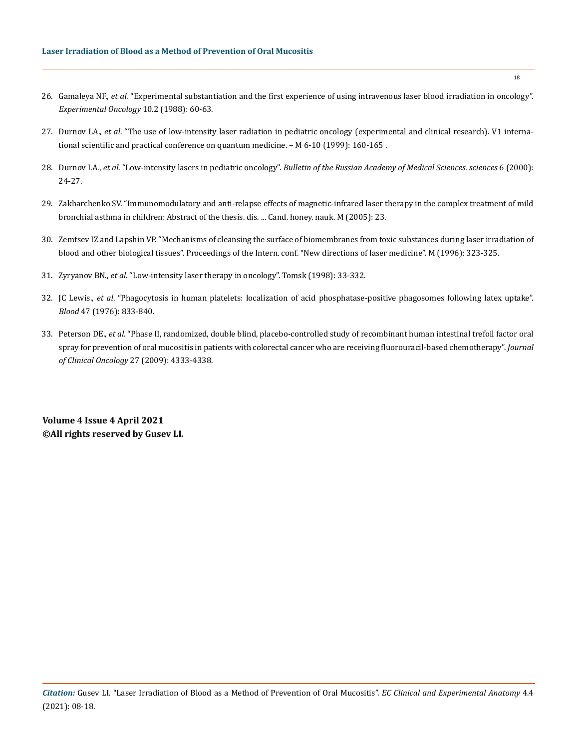26. Gamaleya NF., *et al*. "Experimental substantiation and the first experience of using intravenous laser blood irradiation in oncology". *Experimental Oncology* 10.2 (1988): 60-63.

27. Durnov LA., *et al*. "The use of low-intensity laser radiation in pediatric oncology (experimental and clinical research). V1 international scientific and practical conference on quantum medicine. – M 6-10 (1999): 160-165 .

28. Durnov LA., *et al*. "Low-intensity lasers in pediatric oncology". *Bulletin of the Russian Academy of Medical Sciences. sciences* 6 (2000): 24-27.

29. Zakharchenko SV. "Immunomodulatory and anti-relapse effects of magnetic-infrared laser therapy in the complex treatment of mild bronchial asthma in children: Abstract of the thesis. dis. ... Cand. honey. nauk. M (2005): 23.

30. Zemtsev IZ and Lapshin VP. "Mechanisms of cleansing the surface of biomembranes from toxic substances during laser irradiation of blood and other biological tissues". Proceedings of the Intern. conf. "New directions of laser medicine". M (1996): 323-325.

31. Zyryanov BN., *et al*. "Low-intensity laser therapy in oncology". Tomsk (1998): 33-332.

32. JC Lewis., *et al*. "Phagocytosis in human platelets: localization of acid phosphatase-positive phagosomes following latex uptake". *Blood* 47 (1976): 833-840.

33. Peterson DE., *et al*. "Phase II, randomized, double blind, placebo-controlled study of recombinant human intestinal trefoil factor oral spray for prevention of oral mucositis in patients with colorectal cancer who are receiving fluorouracil-based chemotherapy". *Journal of Clinical Oncology* 27 (2009): 4333-4338.

**Volume 4 Issue 4 April 2021**
**©All rights reserved by Gusev LI.**